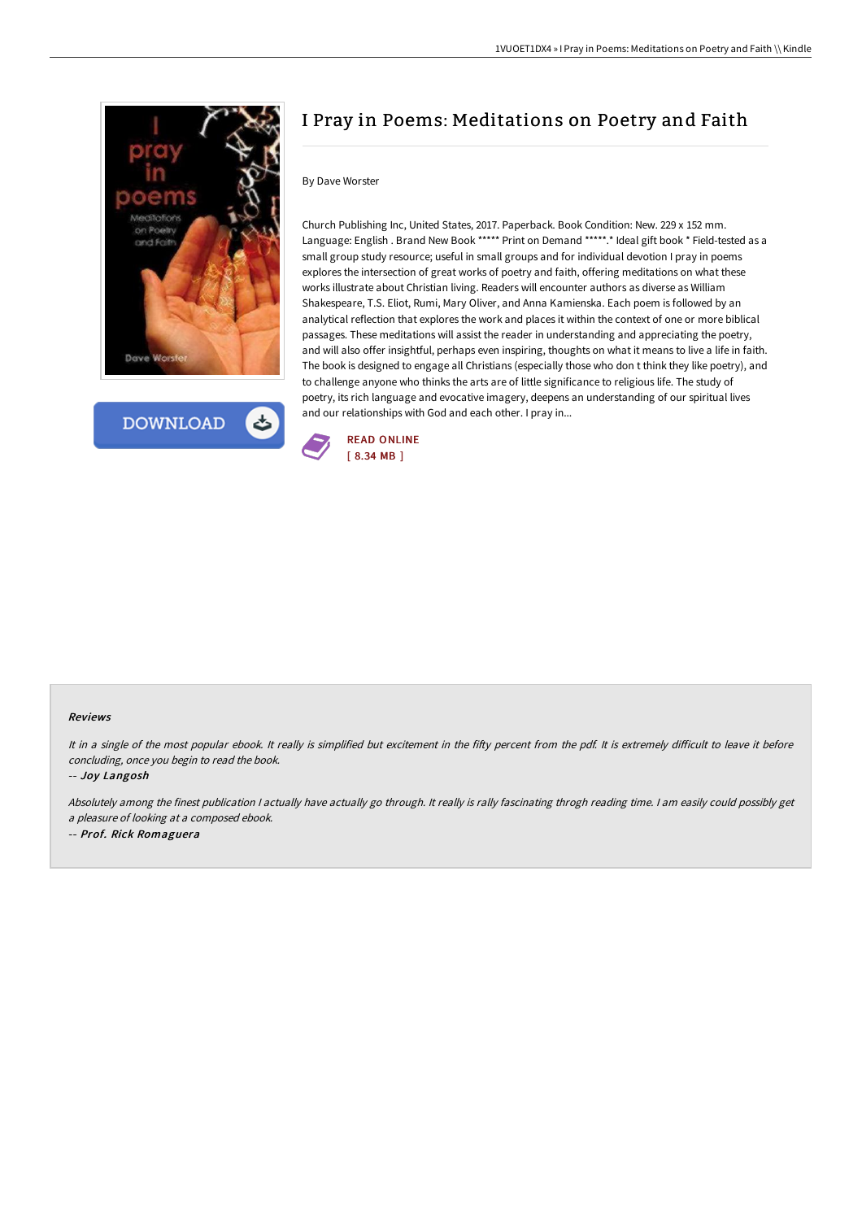# I Pray in Poems: Meditations on Poetry and Faith

By Dave Worster

Church Publishing Inc, United States, 2017. Paperback. Book Condition: New. 229 x 152 mm. Language: English . Brand New Book ***** Print on Demand *****.* Ideal gift book * Field-tested as a small group study resource; useful in small groups and for individual devotion I pray in poems explores the intersection of great works of poetry and faith, offering meditations on what these works illustrate about Christian living. Readers will encounter authors as diverse as William Shakespeare, T.S. Eliot, Rumi, Mary Oliver, and Anna Kamienska. Each poem is followed by an analytical reflection that explores the work and places it within the context of one or more biblical passages. These meditations will assist the reader in understanding and appreciating the poetry, and will also offer insightful, perhaps even inspiring, thoughts on what it means to live a life in faith. The book is designed to engage all Christians (especially those who don t think they like poetry), and to challenge anyone who thinks the arts are of little significance to religious life. The study of poetry, its rich language and evocative imagery, deepens an understanding of our spiritual lives and our relationships with God and each other. I pray in...

READ ONLINE
[ 8.34 MB ]

### Reviews

*It in a single of the most popular ebook. It really is simplified but excitement in the fifty percent from the pdf. It is extremely difficult to leave it before concluding, once you begin to read the book.*

-- ***Joy Langosh***

*Absolutely among the finest publication I actually have actually go through. It really is rally fascinating throgh reading time. I am easily could possibly get a pleasure of looking at a composed ebook.*

-- ***Prof. Rick Romaguera***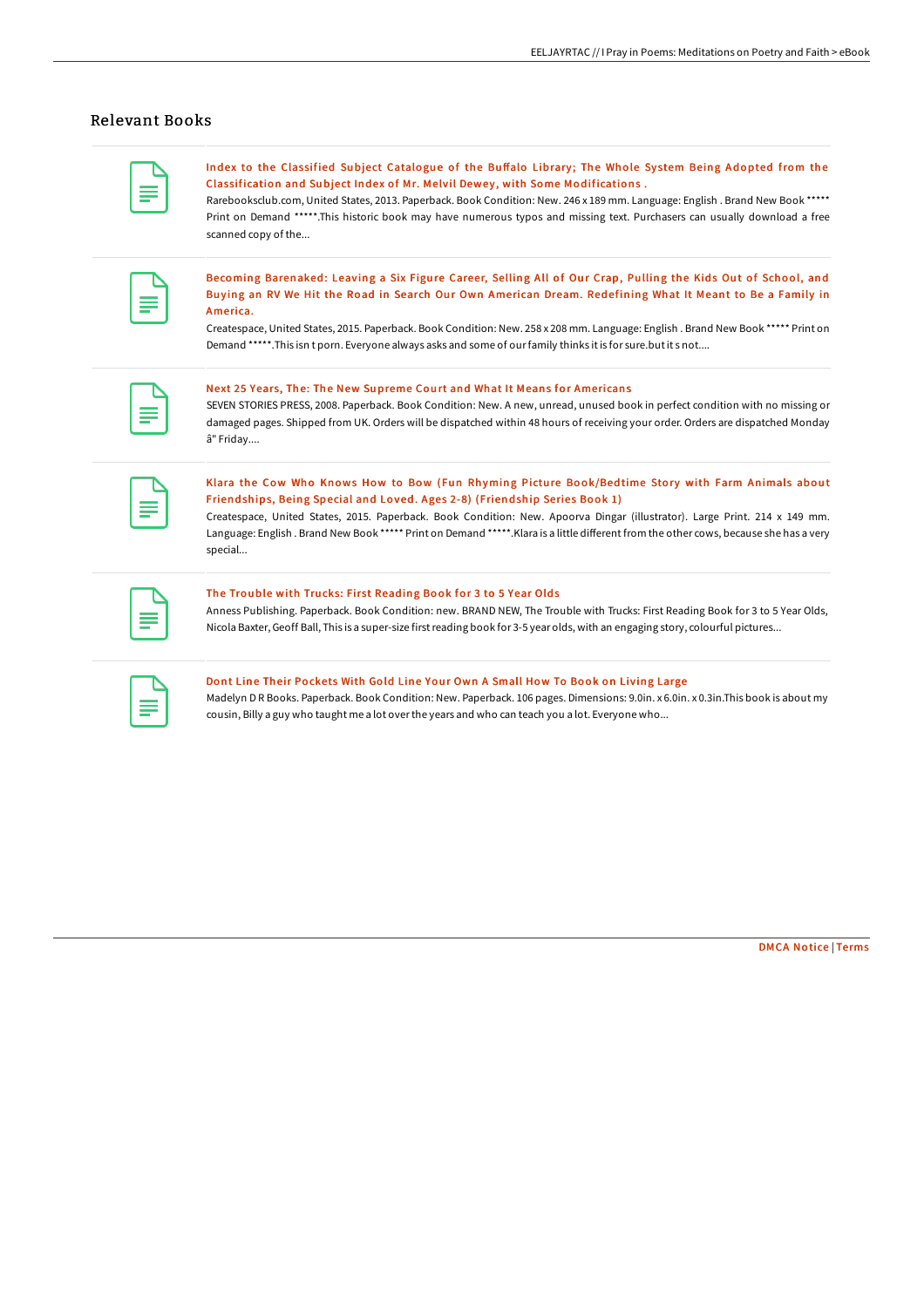## Relevant Books

**Index to the Classified Subject Catalogue of the Buffalo Library; The Whole System Being Adopted from the Classification and Subject Index of Mr. Melvil Dewey, with Some Modifications .**

Rarebooksclub.com, United States, 2013. Paperback. Book Condition: New. 246 x 189 mm. Language: English . Brand New Book ***** Print on Demand *****.This historic book may have numerous typos and missing text. Purchasers can usually download a free scanned copy of the...

**Becoming Barenaked: Leaving a Six Figure Career, Selling All of Our Crap, Pulling the Kids Out of School, and Buying an RV We Hit the Road in Search Our Own American Dream. Redefining What It Meant to Be a Family in America.**

Createspace, United States, 2015. Paperback. Book Condition: New. 258 x 208 mm. Language: English . Brand New Book ***** Print on Demand *****.This isn t porn. Everyone always asks and some of our family thinks it is for sure.but it s not....

**Next 25 Years, The: The New Supreme Court and What It Means for Americans**

SEVEN STORIES PRESS, 2008. Paperback. Book Condition: New. A new, unread, unused book in perfect condition with no missing or damaged pages. Shipped from UK. Orders will be dispatched within 48 hours of receiving your order. Orders are dispatched Monday â" Friday....

**Klara the Cow Who Knows How to Bow (Fun Rhyming Picture Book/Bedtime Story with Farm Animals about Friendships, Being Special and Loved. Ages 2-8) (Friendship Series Book 1)**

Createspace, United States, 2015. Paperback. Book Condition: New. Apoorva Dingar (illustrator). Large Print. 214 x 149 mm. Language: English . Brand New Book ***** Print on Demand *****.Klara is a little different from the other cows, because she has a very special...

**The Trouble with Trucks: First Reading Book for 3 to 5 Year Olds**

Anness Publishing. Paperback. Book Condition: new. BRAND NEW, The Trouble with Trucks: First Reading Book for 3 to 5 Year Olds, Nicola Baxter, Geoff Ball, This is a super-size first reading book for 3-5 year olds, with an engaging story, colourful pictures...

**Dont Line Their Pockets With Gold Line Your Own A Small How To Book on Living Large**

Madelyn D R Books. Paperback. Book Condition: New. Paperback. 106 pages. Dimensions: 9.0in. x 6.0in. x 0.3in.This book is about my cousin, Billy a guy who taught me a lot over the years and who can teach you a lot. Everyone who...

DMCA Notice | Terms